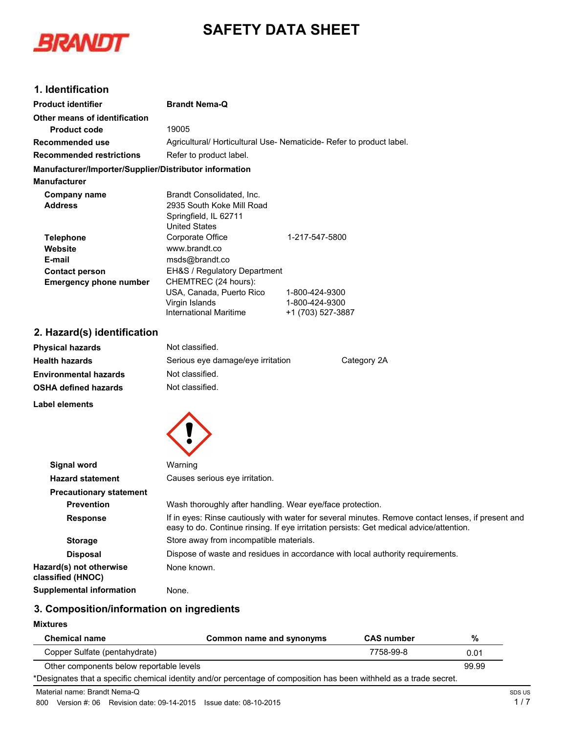# SAFETY DATA SHEET

## 1. Identification

**Product identifier** Brandt Nema-Q

**Other means of identification**

**Product code** 19005

**Recommended use** Agricultural/ Horticultural Use- Nematicide- Refer to product label.

**Recommended restrictions** Refer to product label.

**Manufacturer/Importer/Supplier/Distributor information**

**Manufacturer**

| | | |
|---|---|---|
| **Company name** | Brandt Consolidated, Inc. | |
| **Address** | 2935 South Koke Mill Road<br>Springfield, IL 62711<br>United States | |
| **Telephone** | Corporate Office | 1-217-547-5800 |
| **Website** | www.brandt.co | |
| **E-mail** | msds@brandt.co | |
| **Contact person** | EH&S / Regulatory Department | |
| **Emergency phone number** | CHEMTREC (24 hours): | |
| | USA, Canada, Puerto Rico | 1-800-424-9300 |
| | Virgin Islands | 1-800-424-9300 |
| | International Maritime | +1 (703) 527-3887 |

## 2. Hazard(s) identification

| | | |
|---|---|---|
| **Physical hazards** | Not classified. | |
| **Health hazards** | Serious eye damage/eye irritation | Category 2A |
| **Environmental hazards** | Not classified. | |
| **OSHA defined hazards** | Not classified. | |

**Label elements**

**Signal word** Warning

**Hazard statement** Causes serious eye irritation.

**Precautionary statement**

**Prevention** Wash thoroughly after handling. Wear eye/face protection.

**Response** If in eyes: Rinse cautiously with water for several minutes. Remove contact lenses, if present and easy to do. Continue rinsing. If eye irritation persists: Get medical advice/attention.

**Storage** Store away from incompatible materials.

**Disposal** Dispose of waste and residues in accordance with local authority requirements.

**Hazard(s) not otherwise classified (HNOC)** None known.

**Supplemental information** None.

## 3. Composition/information on ingredients

**Mixtures**

| Chemical name | Common name and synonyms | CAS number | % |
|---|---|---|---|
| Copper Sulfate (pentahydrate) | | 7758-99-8 | 0.01 |
| Other components below reportable levels | | | 99.99 |

*Designates that a specific chemical identity and/or percentage of composition has been withheld as a trade secret.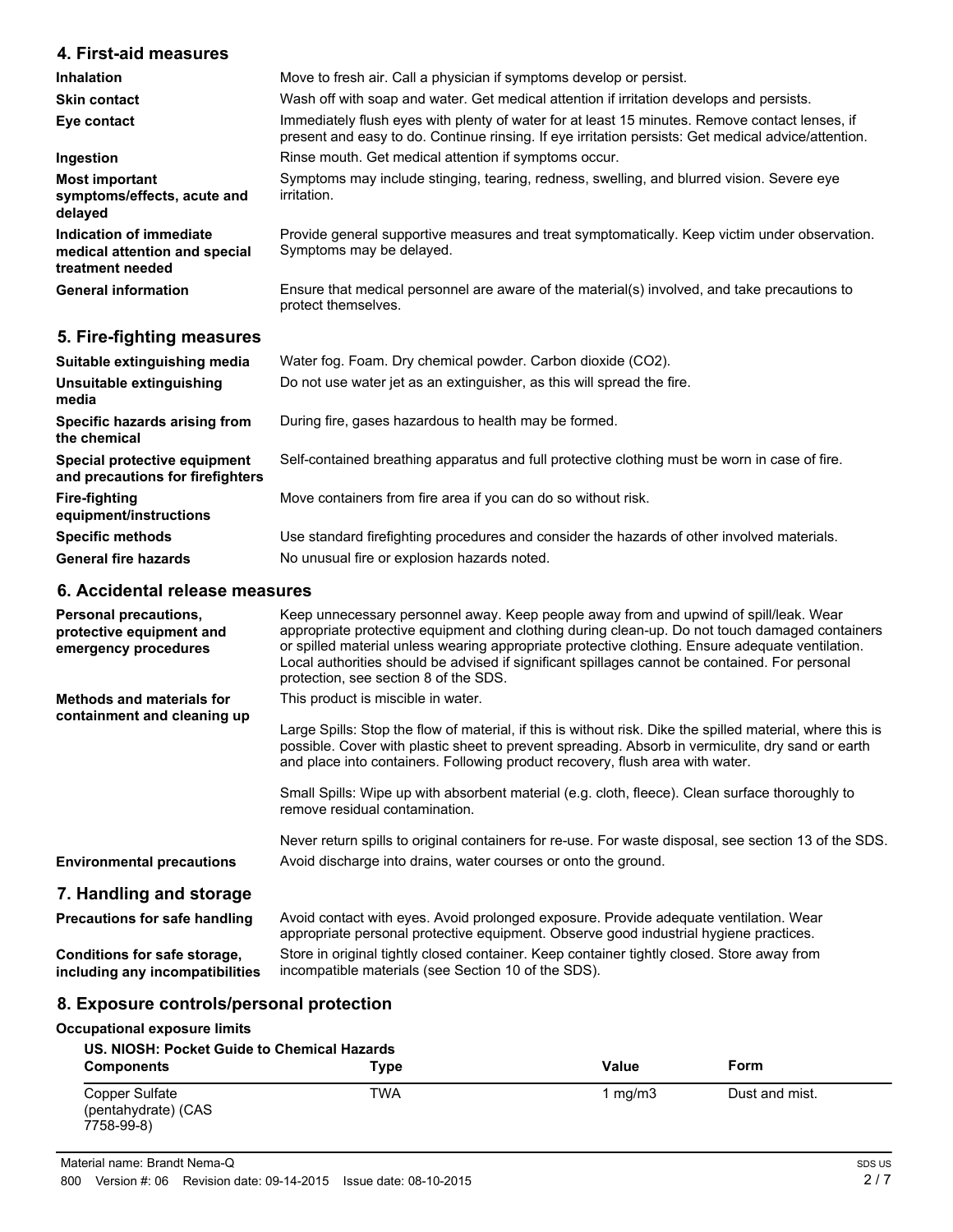## 4. First-aid measures

| | |
|---|---|
| **Inhalation** | Move to fresh air. Call a physician if symptoms develop or persist. |
| **Skin contact** | Wash off with soap and water. Get medical attention if irritation develops and persists. |
| **Eye contact** | Immediately flush eyes with plenty of water for at least 15 minutes. Remove contact lenses, if present and easy to do. Continue rinsing. If eye irritation persists: Get medical advice/attention. |
| **Ingestion** | Rinse mouth. Get medical attention if symptoms occur. |
| **Most important symptoms/effects, acute and delayed** | Symptoms may include stinging, tearing, redness, swelling, and blurred vision. Severe eye irritation. |
| **Indication of immediate medical attention and special treatment needed** | Provide general supportive measures and treat symptomatically. Keep victim under observation. Symptoms may be delayed. |
| **General information** | Ensure that medical personnel are aware of the material(s) involved, and take precautions to protect themselves. |

## 5. Fire-fighting measures

| | |
|---|---|
| **Suitable extinguishing media** | Water fog. Foam. Dry chemical powder. Carbon dioxide ($CO_2$). |
| **Unsuitable extinguishing media** | Do not use water jet as an extinguisher, as this will spread the fire. |
| **Specific hazards arising from the chemical** | During fire, gases hazardous to health may be formed. |
| **Special protective equipment and precautions for firefighters** | Self-contained breathing apparatus and full protective clothing must be worn in case of fire. |
| **Fire-fighting equipment/instructions** | Move containers from fire area if you can do so without risk. |
| **Specific methods** | Use standard firefighting procedures and consider the hazards of other involved materials. |
| **General fire hazards** | No unusual fire or explosion hazards noted. |

## 6. Accidental release measures

**Personal precautions, protective equipment and emergency procedures**

Keep unnecessary personnel away. Keep people away from and upwind of spill/leak. Wear appropriate protective equipment and clothing during clean-up. Do not touch damaged containers or spilled material unless wearing appropriate protective clothing. Ensure adequate ventilation. Local authorities should be advised if significant spillages cannot be contained. For personal protection, see section 8 of the SDS.

**Methods and materials for containment and cleaning up**

This product is miscible in water.

Large Spills: Stop the flow of material, if this is without risk. Dike the spilled material, where this is possible. Cover with plastic sheet to prevent spreading. Absorb in vermiculite, dry sand or earth and place into containers. Following product recovery, flush area with water.

Small Spills: Wipe up with absorbent material (e.g. cloth, fleece). Clean surface thoroughly to remove residual contamination.

Never return spills to original containers for re-use. For waste disposal, see section 13 of the SDS.

**Environmental precautions**

Avoid discharge into drains, water courses or onto the ground.

## 7. Handling and storage

| | |
|---|---|
| **Precautions for safe handling** | Avoid contact with eyes. Avoid prolonged exposure. Provide adequate ventilation. Wear appropriate personal protective equipment. Observe good industrial hygiene practices. |
| **Conditions for safe storage, including any incompatibilities** | Store in original tightly closed container. Keep container tightly closed. Store away from incompatible materials (see Section 10 of the SDS). |

## 8. Exposure controls/personal protection

### Occupational exposure limits

**US. NIOSH: Pocket Guide to Chemical Hazards**

| Components | Type | Value | Form |
|---|---|---|---|
| Copper Sulfate (pentahydrate) (CAS 7758-99-8) | TWA | 1 mg/m3 | Dust and mist. |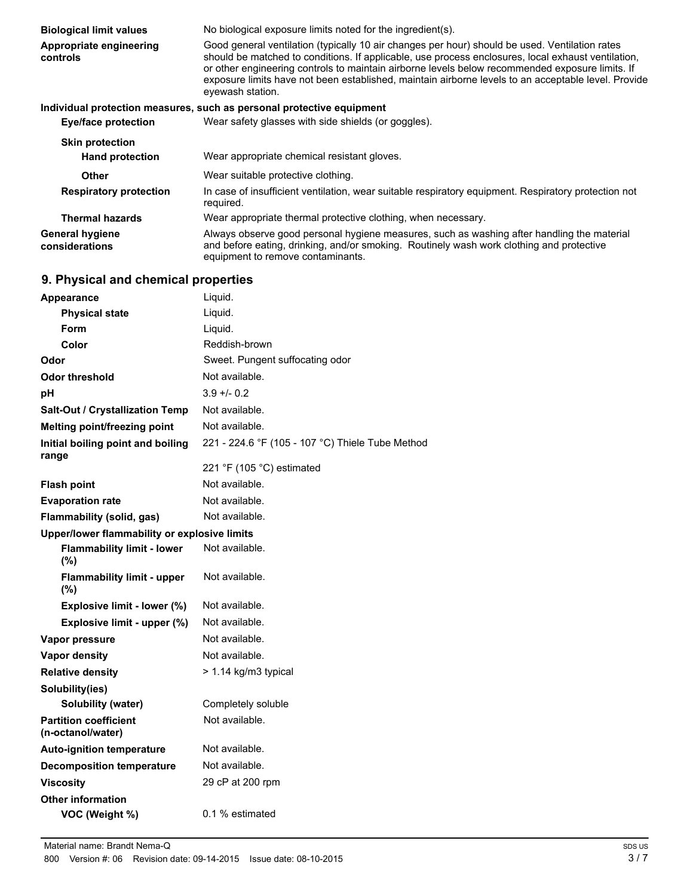| | |
|---|---|
| **Biological limit values** | No biological exposure limits noted for the ingredient(s). |
| **Appropriate engineering controls** | Good general ventilation (typically 10 air changes per hour) should be used. Ventilation rates should be matched to conditions. If applicable, use process enclosures, local exhaust ventilation, or other engineering controls to maintain airborne levels below recommended exposure limits. If exposure limits have not been established, maintain airborne levels to an acceptable level. Provide eyewash station. |

**Individual protection measures, such as personal protective equipment**

| | |
|---|---|
| **Eye/face protection** | Wear safety glasses with side shields (or goggles). |
| **Skin protection** | |
| **Hand protection** | Wear appropriate chemical resistant gloves. |
| **Other** | Wear suitable protective clothing. |
| **Respiratory protection** | In case of insufficient ventilation, wear suitable respiratory equipment. Respiratory protection not required. |
| **Thermal hazards** | Wear appropriate thermal protective clothing, when necessary. |
| **General hygiene considerations** | Always observe good personal hygiene measures, such as washing after handling the material and before eating, drinking, and/or smoking. Routinely wash work clothing and protective equipment to remove contaminants. |

## 9. Physical and chemical properties

| | |
|---|---|
| **Appearance** | Liquid. |
| **Physical state** | Liquid. |
| **Form** | Liquid. |
| **Color** | Reddish-brown |
| **Odor** | Sweet. Pungent suffocating odor |
| **Odor threshold** | Not available. |
| **pH** | 3.9 +/- 0.2 |
| **Salt-Out / Crystallization Temp** | Not available. |
| **Melting point/freezing point** | Not available. |
| **Initial boiling point and boiling range** | 221 - 224.6 °F (105 - 107 °C) Thiele Tube Method |
| | 221 °F (105 °C) estimated |
| **Flash point** | Not available. |
| **Evaporation rate** | Not available. |
| **Flammability (solid, gas)** | Not available. |
| **Upper/lower flammability or explosive limits** | |
| **Flammability limit - lower (%)** | Not available. |
| **Flammability limit - upper (%)** | Not available. |
| **Explosive limit - lower (%)** | Not available. |
| **Explosive limit - upper (%)** | Not available. |
| **Vapor pressure** | Not available. |
| **Vapor density** | Not available. |
| **Relative density** | > 1.14 kg/m3 typical |
| **Solubility(ies)** | |
| **Solubility (water)** | Completely soluble |
| **Partition coefficient (n-octanol/water)** | Not available. |
| **Auto-ignition temperature** | Not available. |
| **Decomposition temperature** | Not available. |
| **Viscosity** | 29 cP at 200 rpm |
| **Other information** | |
| **VOC (Weight %)** | 0.1 % estimated |

Material name: Brandt Nema-Q

800 Version #: 06 Revision date: 09-14-2015 Issue date: 08-10-2015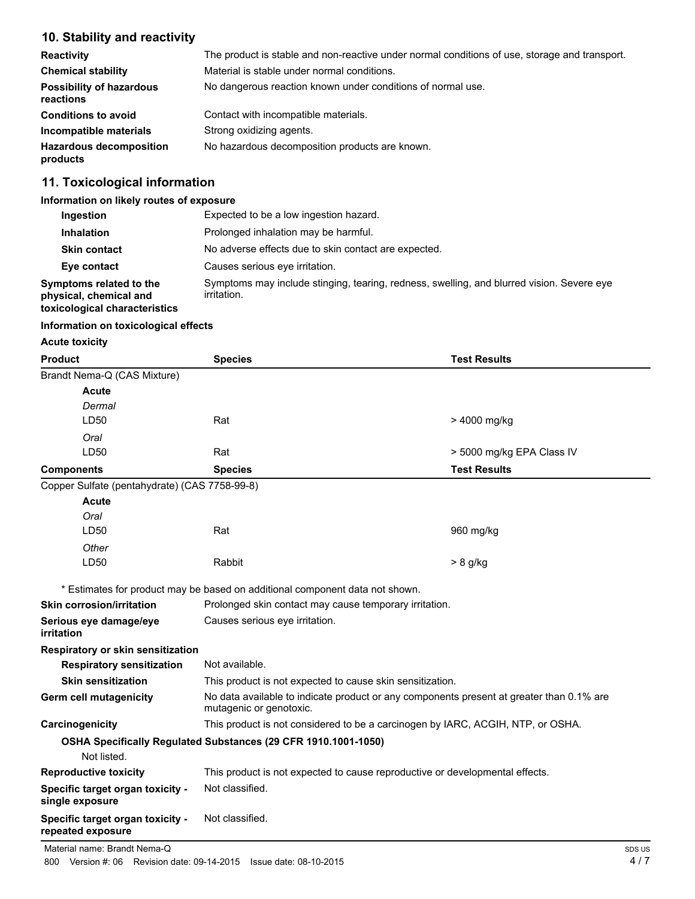## 10. Stability and reactivity

| | |
|---|---|
| **Reactivity** | The product is stable and non-reactive under normal conditions of use, storage and transport. |
| **Chemical stability** | Material is stable under normal conditions. |
| **Possibility of hazardous reactions** | No dangerous reaction known under conditions of normal use. |
| **Conditions to avoid** | Contact with incompatible materials. |
| **Incompatible materials** | Strong oxidizing agents. |
| **Hazardous decomposition products** | No hazardous decomposition products are known. |

## 11. Toxicological information

**Information on likely routes of exposure**

| | |
|---|---|
| **Ingestion** | Expected to be a low ingestion hazard. |
| **Inhalation** | Prolonged inhalation may be harmful. |
| **Skin contact** | No adverse effects due to skin contact are expected. |
| **Eye contact** | Causes serious eye irritation. |
| **Symptoms related to the physical, chemical and toxicological characteristics** | Symptoms may include stinging, tearing, redness, swelling, and blurred vision. Severe eye irritation. |

**Information on toxicological effects**

**Acute toxicity**

| Product | Species | Test Results |
|---|---|---|
| Brandt Nema-Q (CAS Mixture) | | |
| **Acute** | | |
| *Dermal* | | |
| LD50 | Rat | > 4000 mg/kg |
| *Oral* | | |
| LD50 | Rat | > 5000 mg/kg EPA Class IV |
| **Components** | **Species** | **Test Results** |
| Copper Sulfate (pentahydrate) (CAS 7758-99-8) | | |
| **Acute** | | |
| *Oral* | | |
| LD50 | Rat | 960 mg/kg |
| *Other* | | |
| LD50 | Rabbit | > 8 g/kg |

\* Estimates for product may be based on additional component data not shown.

| | |
|---|---|
| **Skin corrosion/irritation** | Prolonged skin contact may cause temporary irritation. |
| **Serious eye damage/eye irritation** | Causes serious eye irritation. |

**Respiratory or skin sensitization**

| | |
|---|---|
| **Respiratory sensitization** | Not available. |
| **Skin sensitization** | This product is not expected to cause skin sensitization. |
| **Germ cell mutagenicity** | No data available to indicate product or any components present at greater than 0.1% are mutagenic or genotoxic. |
| **Carcinogenicity** | This product is not considered to be a carcinogen by IARC, ACGIH, NTP, or OSHA. |

**OSHA Specifically Regulated Substances (29 CFR 1910.1001-1050)**

Not listed.

| | |
|---|---|
| **Reproductive toxicity** | This product is not expected to cause reproductive or developmental effects. |
| **Specific target organ toxicity - single exposure** | Not classified. |
| **Specific target organ toxicity - repeated exposure** | Not classified. |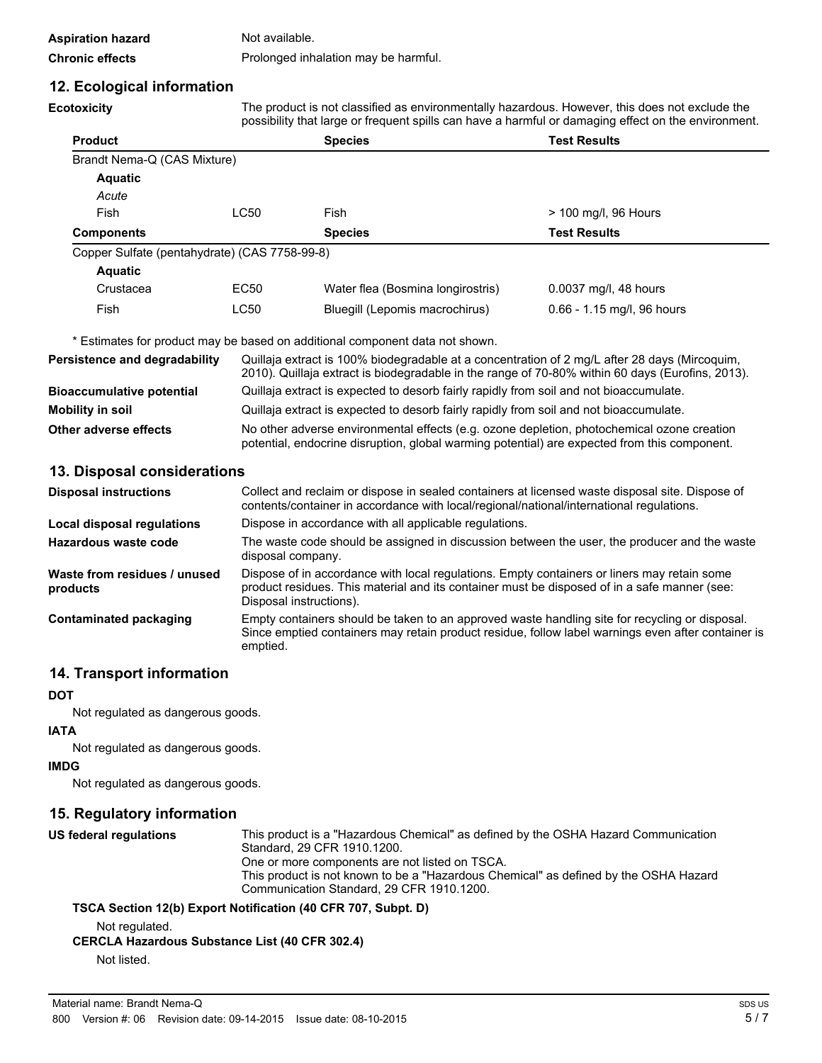**Aspiration hazard** Not available.

**Chronic effects** Prolonged inhalation may be harmful.

## 12. Ecological information

**Ecotoxicity** The product is not classified as environmentally hazardous. However, this does not exclude the possibility that large or frequent spills can have a harmful or damaging effect on the environment.

| Product | | Species | Test Results |
|---|---|---|---|
| Brandt Nema-Q (CAS Mixture) | | | |
| **Aquatic** | | | |
| *Acute* | | | |
| Fish | LC50 | Fish | > 100 mg/l, 96 Hours |
| **Components** | | **Species** | **Test Results** |
| Copper Sulfate (pentahydrate) (CAS 7758-99-8) | | | |
| **Aquatic** | | | |
| Crustacea | EC50 | Water flea (Bosmina longirostris) | 0.0037 mg/l, 48 hours |
| Fish | LC50 | Bluegill (Lepomis macrochirus) | 0.66 - 1.15 mg/l, 96 hours |

\* Estimates for product may be based on additional component data not shown.

**Persistence and degradability** Quillaja extract is 100% biodegradable at a concentration of 2 mg/L after 28 days (Mircoquim, 2010). Quillaja extract is biodegradable in the range of 70-80% within 60 days (Eurofins, 2013).

**Bioaccumulative potential** Quillaja extract is expected to desorb fairly rapidly from soil and not bioaccumulate.

**Mobility in soil** Quillaja extract is expected to desorb fairly rapidly from soil and not bioaccumulate.

**Other adverse effects** No other adverse environmental effects (e.g. ozone depletion, photochemical ozone creation potential, endocrine disruption, global warming potential) are expected from this component.

## 13. Disposal considerations

**Disposal instructions** Collect and reclaim or dispose in sealed containers at licensed waste disposal site. Dispose of contents/container in accordance with local/regional/national/international regulations.

**Local disposal regulations** Dispose in accordance with all applicable regulations.

**Hazardous waste code** The waste code should be assigned in discussion between the user, the producer and the waste disposal company.

**Waste from residues / unused products** Dispose of in accordance with local regulations. Empty containers or liners may retain some product residues. This material and its container must be disposed of in a safe manner (see: Disposal instructions).

**Contaminated packaging** Empty containers should be taken to an approved waste handling site for recycling or disposal. Since emptied containers may retain product residue, follow label warnings even after container is emptied.

## 14. Transport information

**DOT**

Not regulated as dangerous goods.

**IATA**

Not regulated as dangerous goods.

**IMDG**

Not regulated as dangerous goods.

## 15. Regulatory information

**US federal regulations** This product is a "Hazardous Chemical" as defined by the OSHA Hazard Communication Standard, 29 CFR 1910.1200.
One or more components are not listed on TSCA.
This product is not known to be a "Hazardous Chemical" as defined by the OSHA Hazard Communication Standard, 29 CFR 1910.1200.

**TSCA Section 12(b) Export Notification (40 CFR 707, Subpt. D)**

Not regulated.

**CERCLA Hazardous Substance List (40 CFR 302.4)**

Not listed.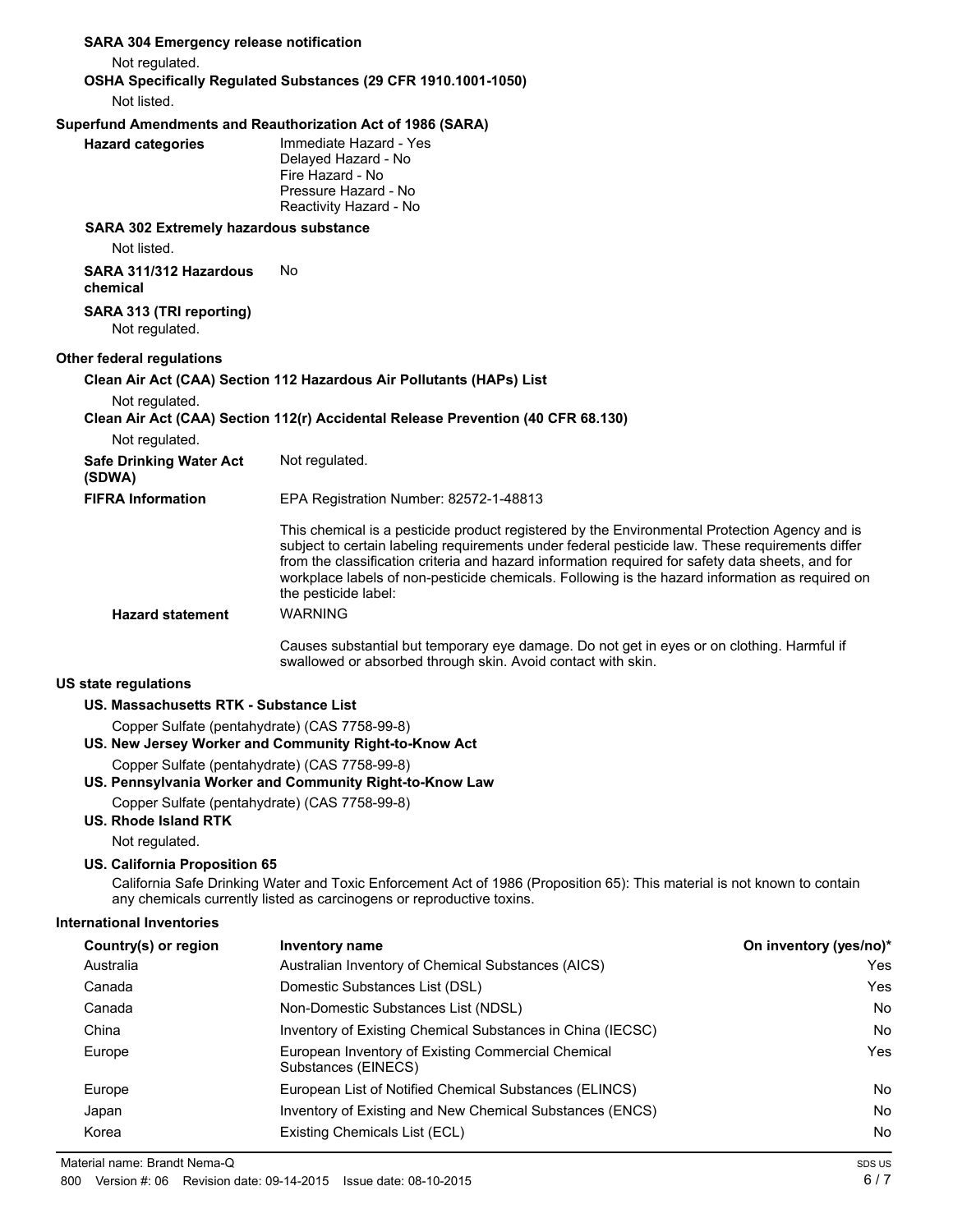**SARA 304 Emergency release notification**

Not regulated.

**OSHA Specifically Regulated Substances (29 CFR 1910.1001-1050)**

Not listed.

**Superfund Amendments and Reauthorization Act of 1986 (SARA)**

**Hazard categories**

Immediate Hazard - Yes
Delayed Hazard - No
Fire Hazard - No
Pressure Hazard - No
Reactivity Hazard - No

**SARA 302 Extremely hazardous substance**

Not listed.

**SARA 311/312 Hazardous chemical** No

**SARA 313 (TRI reporting)**

Not regulated.

**Other federal regulations**

**Clean Air Act (CAA) Section 112 Hazardous Air Pollutants (HAPs) List**

Not regulated.

**Clean Air Act (CAA) Section 112(r) Accidental Release Prevention (40 CFR 68.130)**

Not regulated.

**Safe Drinking Water Act (SDWA)** Not regulated.

**FIFRA Information** EPA Registration Number: 82572-1-48813

This chemical is a pesticide product registered by the Environmental Protection Agency and is subject to certain labeling requirements under federal pesticide law. These requirements differ from the classification criteria and hazard information required for safety data sheets, and for workplace labels of non-pesticide chemicals. Following is the hazard information as required on the pesticide label:

**Hazard statement** WARNING

Causes substantial but temporary eye damage. Do not get in eyes or on clothing. Harmful if swallowed or absorbed through skin. Avoid contact with skin.

**US state regulations**

**US. Massachusetts RTK - Substance List**

Copper Sulfate (pentahydrate) (CAS 7758-99-8)

**US. New Jersey Worker and Community Right-to-Know Act**

Copper Sulfate (pentahydrate) (CAS 7758-99-8)

**US. Pennsylvania Worker and Community Right-to-Know Law**

Copper Sulfate (pentahydrate) (CAS 7758-99-8)

**US. Rhode Island RTK**

Not regulated.

**US. California Proposition 65**

California Safe Drinking Water and Toxic Enforcement Act of 1986 (Proposition 65): This material is not known to contain any chemicals currently listed as carcinogens or reproductive toxins.

**International Inventories**

| Country(s) or region | Inventory name | On inventory (yes/no)* |
|---|---|---|
| Australia | Australian Inventory of Chemical Substances (AICS) | Yes |
| Canada | Domestic Substances List (DSL) | Yes |
| Canada | Non-Domestic Substances List (NDSL) | No |
| China | Inventory of Existing Chemical Substances in China (IECSC) | No |
| Europe | European Inventory of Existing Commercial Chemical Substances (EINECS) | Yes |
| Europe | European List of Notified Chemical Substances (ELINCS) | No |
| Japan | Inventory of Existing and New Chemical Substances (ENCS) | No |
| Korea | Existing Chemicals List (ECL) | No |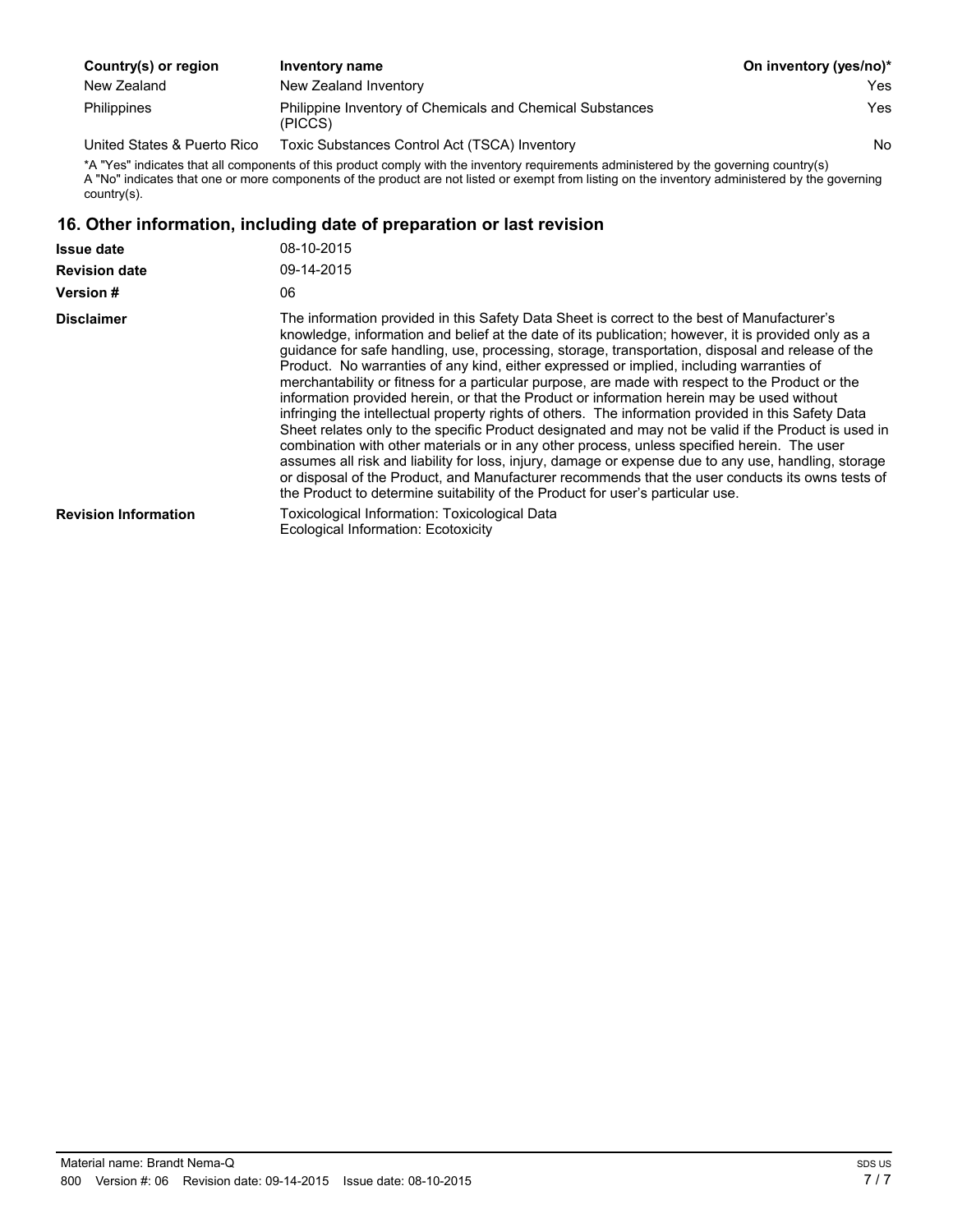| Country(s) or region | Inventory name | On inventory (yes/no)* |
| --- | --- | --- |
| New Zealand | New Zealand Inventory | Yes |
| Philippines | Philippine Inventory of Chemicals and Chemical Substances (PICCS) | Yes |
| United States & Puerto Rico | Toxic Substances Control Act (TSCA) Inventory | No |

*A "Yes" indicates that all components of this product comply with the inventory requirements administered by the governing country(s)
A "No" indicates that one or more components of the product are not listed or exempt from listing on the inventory administered by the governing country(s).

## 16. Other information, including date of preparation or last revision

**Issue date** 08-10-2015

**Revision date** 09-14-2015

**Version #** 06

**Disclaimer** The information provided in this Safety Data Sheet is correct to the best of Manufacturer's knowledge, information and belief at the date of its publication; however, it is provided only as a guidance for safe handling, use, processing, storage, transportation, disposal and release of the Product. No warranties of any kind, either expressed or implied, including warranties of merchantability or fitness for a particular purpose, are made with respect to the Product or the information provided herein, or that the Product or information herein may be used without infringing the intellectual property rights of others. The information provided in this Safety Data Sheet relates only to the specific Product designated and may not be valid if the Product is used in combination with other materials or in any other process, unless specified herein. The user assumes all risk and liability for loss, injury, damage or expense due to any use, handling, storage or disposal of the Product, and Manufacturer recommends that the user conducts its owns tests of the Product to determine suitability of the Product for user's particular use.

**Revision Information** Toxicological Information: Toxicological Data
Ecological Information: Ecotoxicity